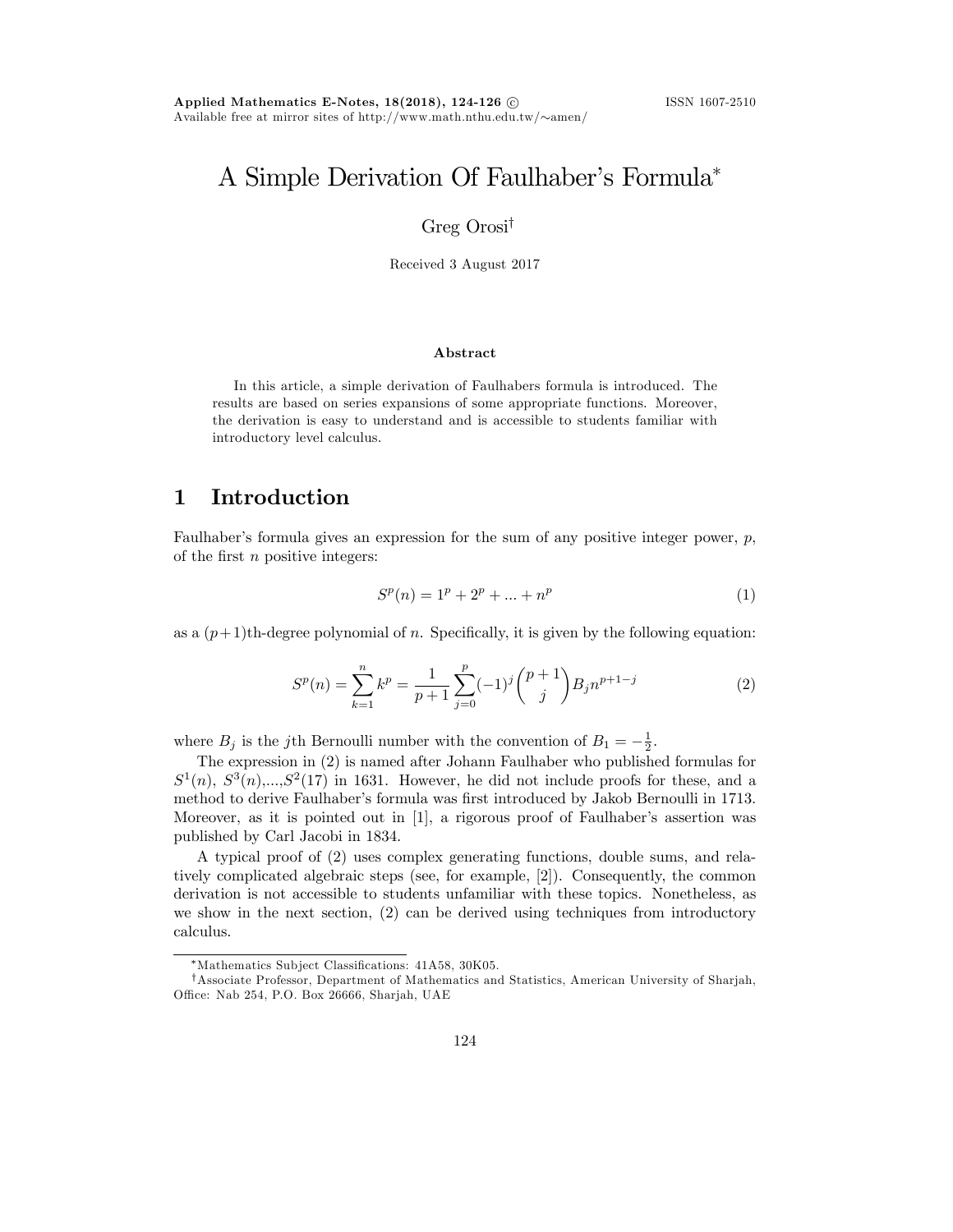# A Simple Derivation Of Faulhaber's Formula*

Greg Orosi†

Received 3 August 2017

### Abstract

In this article, a simple derivation of Faulhabers formula is introduced. The results are based on series expansions of some appropriate functions. Moreover, the derivation is easy to understand and is accessible to students familiar with introductory level calculus.

## 1 Introduction

Faulhaber's formula gives an expression for the sum of any positive integer power, $p$, of the first $n$ positive integers:

$$S^p(n) = 1^p + 2^p + ... + n^p \tag{1}$$

as a $(p+1)$th-degree polynomial of $n$. Specifically, it is given by the following equation:

$$S^p(n) = \sum_{k=1}^{n} k^p = \frac{1}{p+1} \sum_{j=0}^{p} (-1)^j \binom{p+1}{j} B_j n^{p+1-j} \tag{2}$$

where $B_j$ is the $j$th Bernoulli number with the convention of $B_1 = -\frac{1}{2}$.

The expression in (2) is named after Johann Faulhaber who published formulas for $S^1(n)$, $S^3(n)$,...,$S^2(17)$ in 1631. However, he did not include proofs for these, and a method to derive Faulhaber's formula was first introduced by Jakob Bernoulli in 1713. Moreover, as it is pointed out in [1], a rigorous proof of Faulhaber's assertion was published by Carl Jacobi in 1834.

A typical proof of (2) uses complex generating functions, double sums, and relatively complicated algebraic steps (see, for example, [2]). Consequently, the common derivation is not accessible to students unfamiliar with these topics. Nonetheless, as we show in the next section, (2) can be derived using techniques from introductory calculus.

---

*Mathematics Subject Classifications: 41A58, 30K05.

†Associate Professor, Department of Mathematics and Statistics, American University of Sharjah, Office: Nab 254, P.O. Box 26666, Sharjah, UAE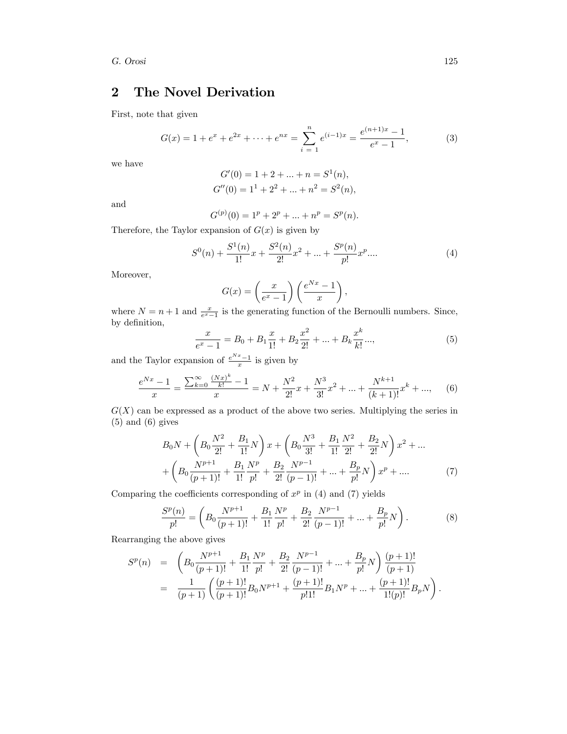## 2 The Novel Derivation

First, note that given

$$G(x) = 1 + e^x + e^{2x} + \cdots + e^{nx} = \sum_{i\,=\,1}^{n} e^{(i-1)x} = \frac{e^{(n+1)x} - 1}{e^x - 1}, \tag{3}$$

we have

$$G'(0) = 1 + 2 + ... + n = S^1(n),$$
$$G''(0) = 1^1 + 2^2 + ... + n^2 = S^2(n),$$

and

$$G^{(p)}(0) = 1^p + 2^p + ... + n^p = S^p(n).$$

Therefore, the Taylor expansion of $G(x)$ is given by

$$S^0(n) + \frac{S^1(n)}{1!}x + \frac{S^2(n)}{2!}x^2 + ... + \frac{S^p(n)}{p!}x^p.... \tag{4}$$

Moreover,

$$G(x) = \left(\frac{x}{e^x - 1}\right)\left(\frac{e^{Nx} - 1}{x}\right),$$

where $N = n + 1$ and $\frac{x}{e^x-1}$ is the generating function of the Bernoulli numbers. Since, by definition,

$$\frac{x}{e^x - 1} = B_0 + B_1\frac{x}{1!} + B_2\frac{x^2}{2!} + ... + B_k\frac{x^k}{k!}..., \tag{5}$$

and the Taylor expansion of $\frac{e^{Nx}-1}{x}$ is given by

$$\frac{e^{Nx} - 1}{x} = \frac{\sum_{k=0}^{\infty}\frac{(Nx)^k}{k!} - 1}{x} = N + \frac{N^2}{2!}x + \frac{N^3}{3!}x^2 + ... + \frac{N^{k+1}}{(k+1)!}x^k + ..., \tag{6}$$

$G(X)$ can be expressed as a product of the above two series. Multiplying the series in (5) and (6) gives

$$\begin{aligned}
&B_0N + \left(B_0\frac{N^2}{2!} + \frac{B_1}{1!}N\right)x + \left(B_0\frac{N^3}{3!} + \frac{B_1}{1!}\frac{N^2}{2!} + \frac{B_2}{2!}N\right)x^2 + ... \\
&+ \left(B_0\frac{N^{p+1}}{(p+1)!} + \frac{B_1}{1!}\frac{N^p}{p!} + \frac{B_2}{2!}\frac{N^{p-1}}{(p-1)!} + ... + \frac{B_p}{p!}N\right)x^p + .... 
\end{aligned} \tag{7}$$

Comparing the coefficients corresponding of $x^p$ in (4) and (7) yields

$$\frac{S^p(n)}{p!} = \left(B_0\frac{N^{p+1}}{(p+1)!} + \frac{B_1}{1!}\frac{N^p}{p!} + \frac{B_2}{2!}\frac{N^{p-1}}{(p-1)!} + ... + \frac{B_p}{p!}N\right). \tag{8}$$

Rearranging the above gives

$$\begin{aligned}
S^p(n) &= \left(B_0\frac{N^{p+1}}{(p+1)!} + \frac{B_1}{1!}\frac{N^p}{p!} + \frac{B_2}{2!}\frac{N^{p-1}}{(p-1)!} + ... + \frac{B_p}{p!}N\right)\frac{(p+1)!}{(p+1)} \\
&= \frac{1}{(p+1)}\left(\frac{(p+1)!}{(p+1)!}B_0N^{p+1} + \frac{(p+1)!}{p!1!}B_1N^p + ... + \frac{(p+1)!}{1!(p)!}B_pN\right).
\end{aligned}$$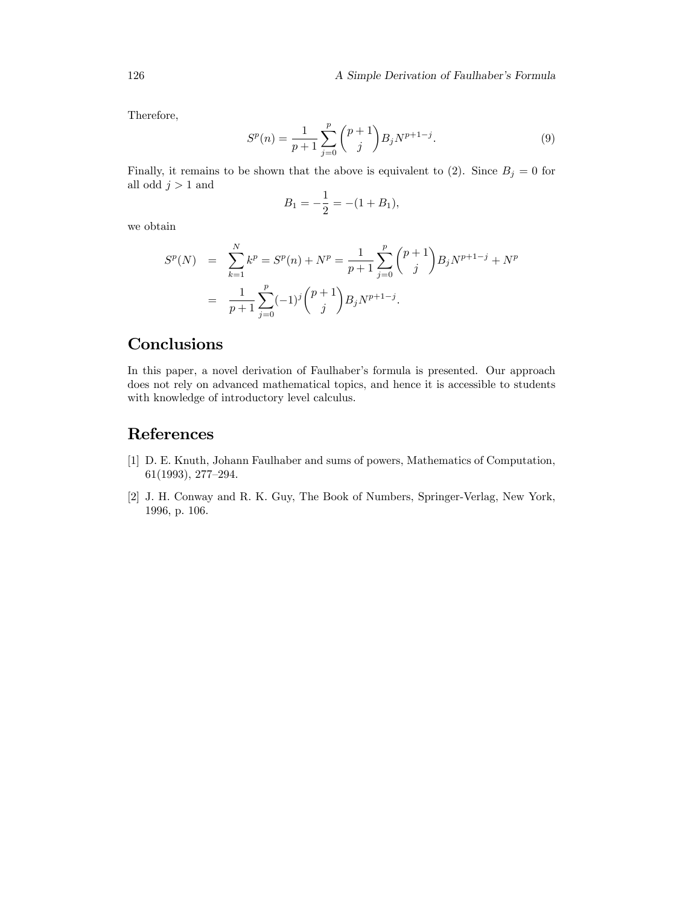Therefore,

$$S^p(n) = \frac{1}{p+1} \sum_{j=0}^{p} \binom{p+1}{j} B_j N^{p+1-j}. \tag{9}$$

Finally, it remains to be shown that the above is equivalent to (2). Since $B_j = 0$ for all odd $j > 1$ and

$$B_1 = -\frac{1}{2} = -(1 + B_1),$$

we obtain

$$\begin{aligned} S^p(N) &= \sum_{k=1}^{N} k^p = S^p(n) + N^p = \frac{1}{p+1} \sum_{j=0}^{p} \binom{p+1}{j} B_j N^{p+1-j} + N^p \\ &= \frac{1}{p+1} \sum_{j=0}^{p} (-1)^j \binom{p+1}{j} B_j N^{p+1-j}. \end{aligned}$$

## Conclusions

In this paper, a novel derivation of Faulhaber's formula is presented. Our approach does not rely on advanced mathematical topics, and hence it is accessible to students with knowledge of introductory level calculus.

## References

[1] D. E. Knuth, Johann Faulhaber and sums of powers, Mathematics of Computation, 61(1993), 277–294.

[2] J. H. Conway and R. K. Guy, The Book of Numbers, Springer-Verlag, New York, 1996, p. 106.